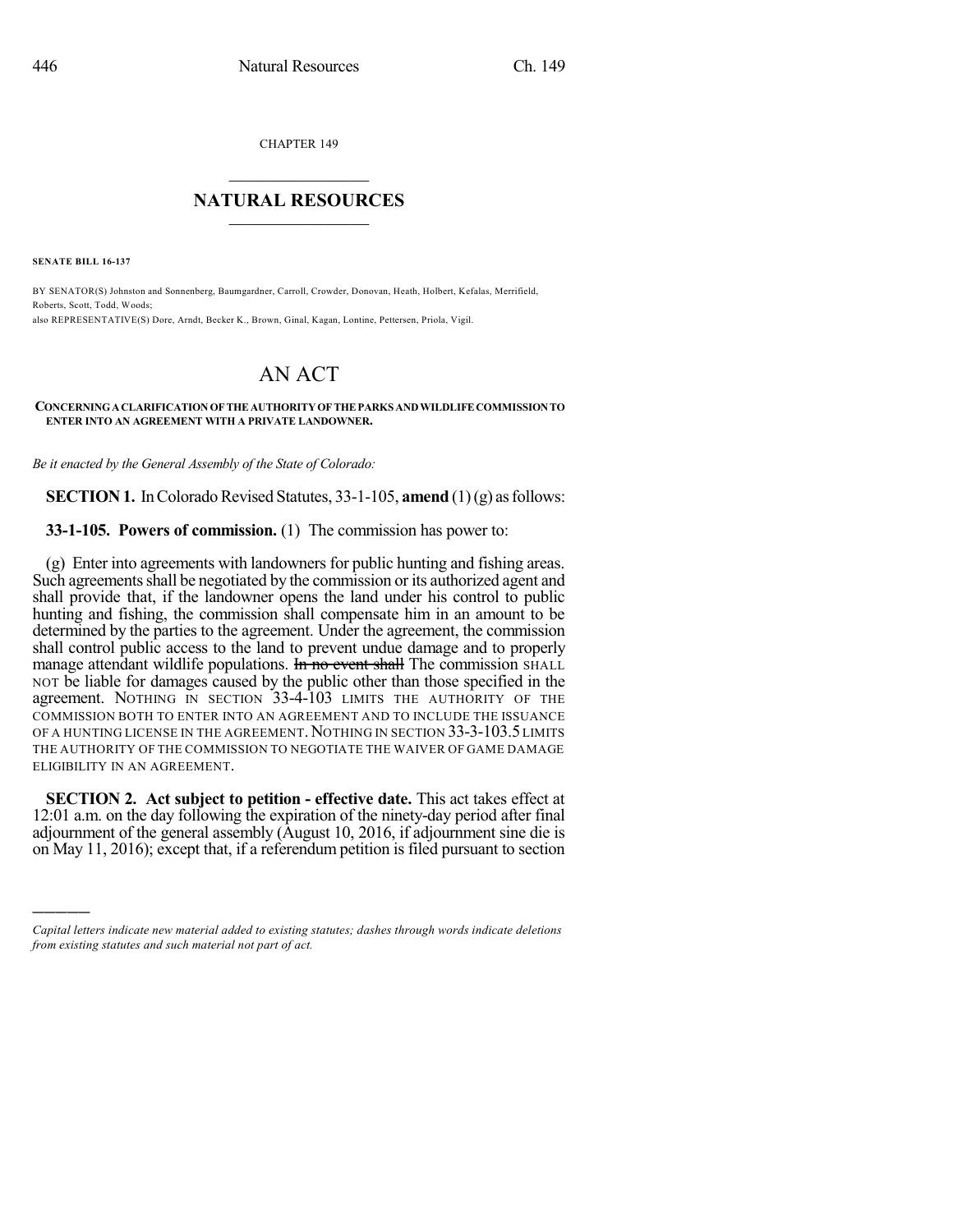CHAPTER 149

## NATURAL RESOURCES

**SENATE BILL 16-137**

BY SENATOR(S) Johnston and Sonnenberg, Baumgardner, Carroll, Crowder, Donovan, Heath, Holbert, Kefalas, Merrifield, Roberts, Scott, Todd, Woods;
also REPRESENTATIVE(S) Dore, Arndt, Becker K., Brown, Ginal, Kagan, Lontine, Pettersen, Priola, Vigil.

# AN ACT

**CONCERNING A CLARIFICATION OF THE AUTHORITY OF THE PARKS AND WILDLIFE COMMISSION TO ENTER INTO AN AGREEMENT WITH A PRIVATE LANDOWNER.**

*Be it enacted by the General Assembly of the State of Colorado:*

**SECTION 1.** In Colorado Revised Statutes, 33-1-105, **amend** (1) (g) as follows:

**33-1-105. Powers of commission.** (1) The commission has power to:

(g) Enter into agreements with landowners for public hunting and fishing areas. Such agreements shall be negotiated by the commission or its authorized agent and shall provide that, if the landowner opens the land under his control to public hunting and fishing, the commission shall compensate him in an amount to be determined by the parties to the agreement. Under the agreement, the commission shall control public access to the land to prevent undue damage and to properly manage attendant wildlife populations. ~~In no event shall~~ The commission SHALL NOT be liable for damages caused by the public other than those specified in the agreement. NOTHING IN SECTION 33-4-103 LIMITS THE AUTHORITY OF THE COMMISSION BOTH TO ENTER INTO AN AGREEMENT AND TO INCLUDE THE ISSUANCE OF A HUNTING LICENSE IN THE AGREEMENT. NOTHING IN SECTION 33-3-103.5 LIMITS THE AUTHORITY OF THE COMMISSION TO NEGOTIATE THE WAIVER OF GAME DAMAGE ELIGIBILITY IN AN AGREEMENT.

**SECTION 2. Act subject to petition - effective date.** This act takes effect at 12:01 a.m. on the day following the expiration of the ninety-day period after final adjournment of the general assembly (August 10, 2016, if adjournment sine die is on May 11, 2016); except that, if a referendum petition is filed pursuant to section

---

*Capital letters indicate new material added to existing statutes; dashes through words indicate deletions from existing statutes and such material not part of act.*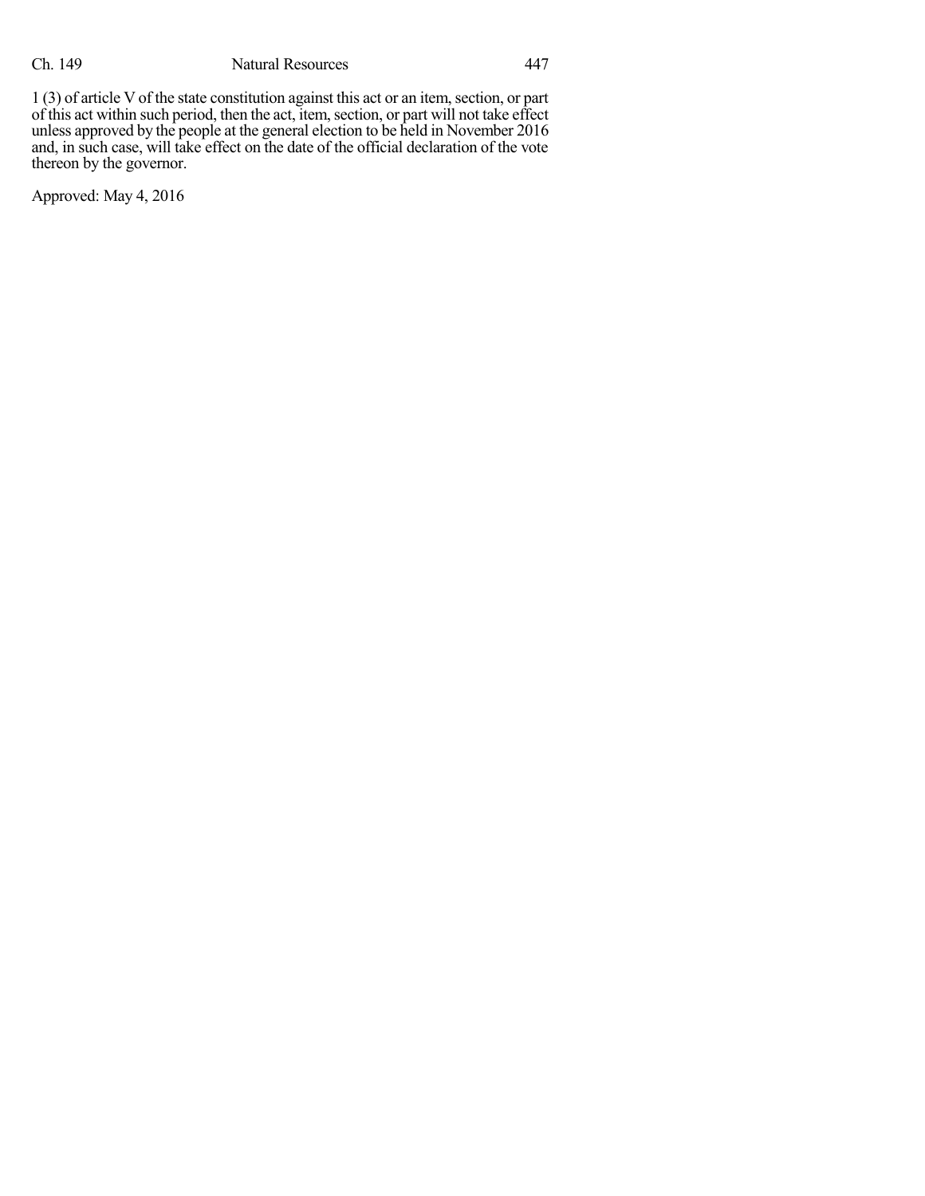1 (3) of article V of the state constitution against this act or an item, section, or part of this act within such period, then the act, item, section, or part will not take effect unless approved by the people at the general election to be held in November 2016 and, in such case, will take effect on the date of the official declaration of the vote thereon by the governor.

Approved: May 4, 2016